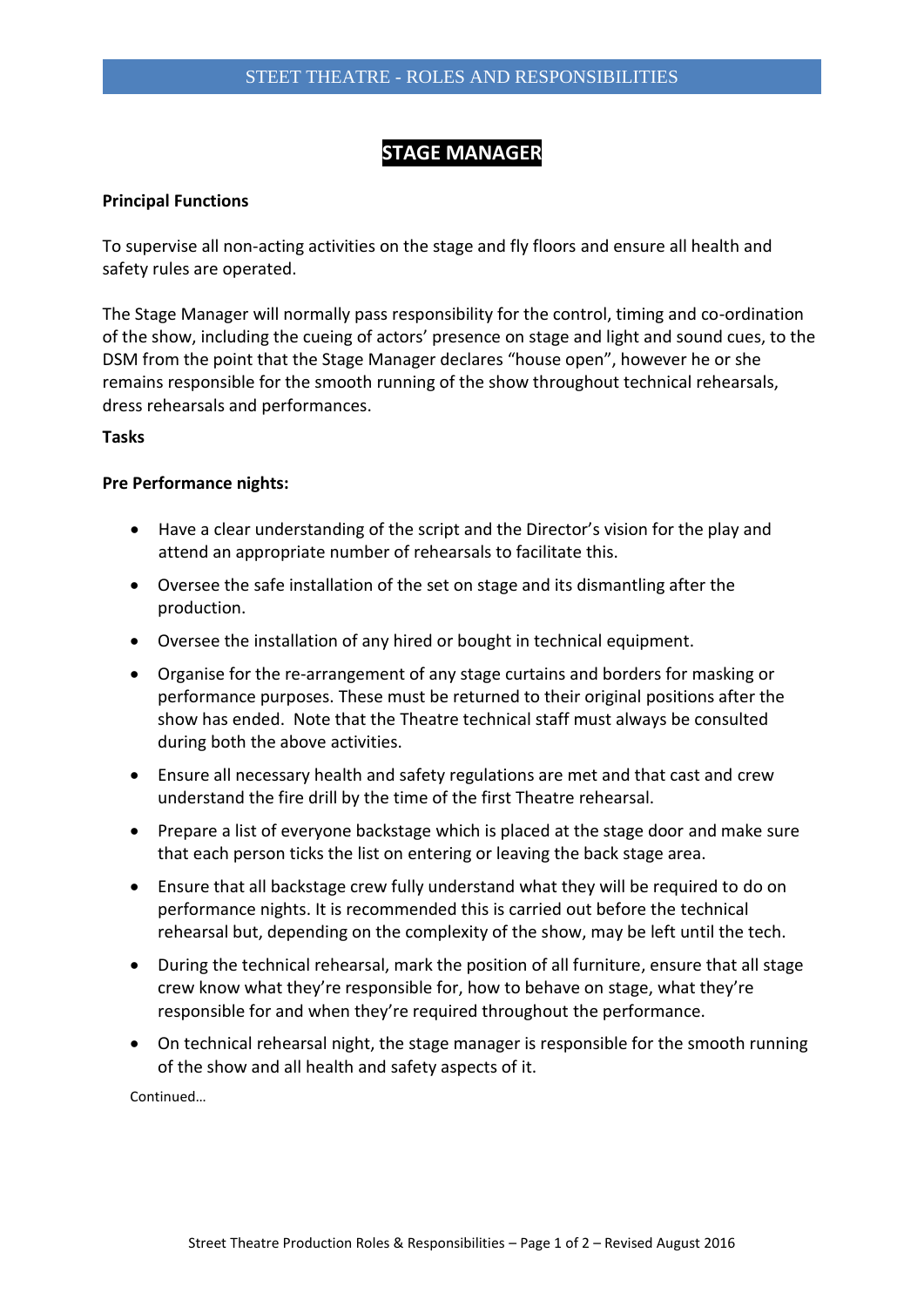# STEET THEATRE - ROLES AND RESPONSIBILITIES

## STAGE MANAGER

**Principal Functions**

To supervise all non-acting activities on the stage and fly floors and ensure all health and safety rules are operated.

The Stage Manager will normally pass responsibility for the control, timing and co-ordination of the show, including the cueing of actors' presence on stage and light and sound cues, to the DSM from the point that the Stage Manager declares "house open", however he or she remains responsible for the smooth running of the show throughout technical rehearsals, dress rehearsals and performances.

**Tasks**

**Pre Performance nights:**

- Have a clear understanding of the script and the Director's vision for the play and attend an appropriate number of rehearsals to facilitate this.
- Oversee the safe installation of the set on stage and its dismantling after the production.
- Oversee the installation of any hired or bought in technical equipment.
- Organise for the re-arrangement of any stage curtains and borders for masking or performance purposes. These must be returned to their original positions after the show has ended. Note that the Theatre technical staff must always be consulted during both the above activities.
- Ensure all necessary health and safety regulations are met and that cast and crew understand the fire drill by the time of the first Theatre rehearsal.
- Prepare a list of everyone backstage which is placed at the stage door and make sure that each person ticks the list on entering or leaving the back stage area.
- Ensure that all backstage crew fully understand what they will be required to do on performance nights. It is recommended this is carried out before the technical rehearsal but, depending on the complexity of the show, may be left until the tech.
- During the technical rehearsal, mark the position of all furniture, ensure that all stage crew know what they're responsible for, how to behave on stage, what they're responsible for and when they're required throughout the performance.
- On technical rehearsal night, the stage manager is responsible for the smooth running of the show and all health and safety aspects of it.

Continued…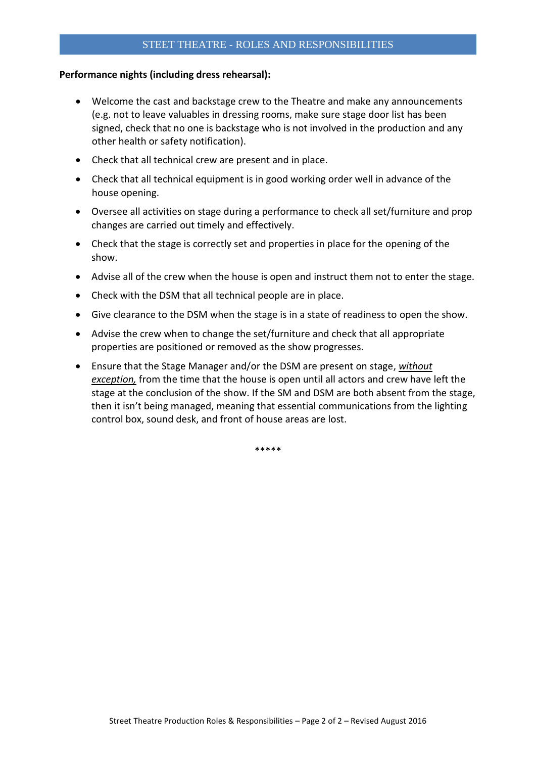**Performance nights (including dress rehearsal):**

- Welcome the cast and backstage crew to the Theatre and make any announcements (e.g. not to leave valuables in dressing rooms, make sure stage door list has been signed, check that no one is backstage who is not involved in the production and any other health or safety notification).
- Check that all technical crew are present and in place.
- Check that all technical equipment is in good working order well in advance of the house opening.
- Oversee all activities on stage during a performance to check all set/furniture and prop changes are carried out timely and effectively.
- Check that the stage is correctly set and properties in place for the opening of the show.
- Advise all of the crew when the house is open and instruct them not to enter the stage.
- Check with the DSM that all technical people are in place.
- Give clearance to the DSM when the stage is in a state of readiness to open the show.
- Advise the crew when to change the set/furniture and check that all appropriate properties are positioned or removed as the show progresses.
- Ensure that the Stage Manager and/or the DSM are present on stage, ***without exception,*** from the time that the house is open until all actors and crew have left the stage at the conclusion of the show. If the SM and DSM are both absent from the stage, then it isn't being managed, meaning that essential communications from the lighting control box, sound desk, and front of house areas are lost.

*****